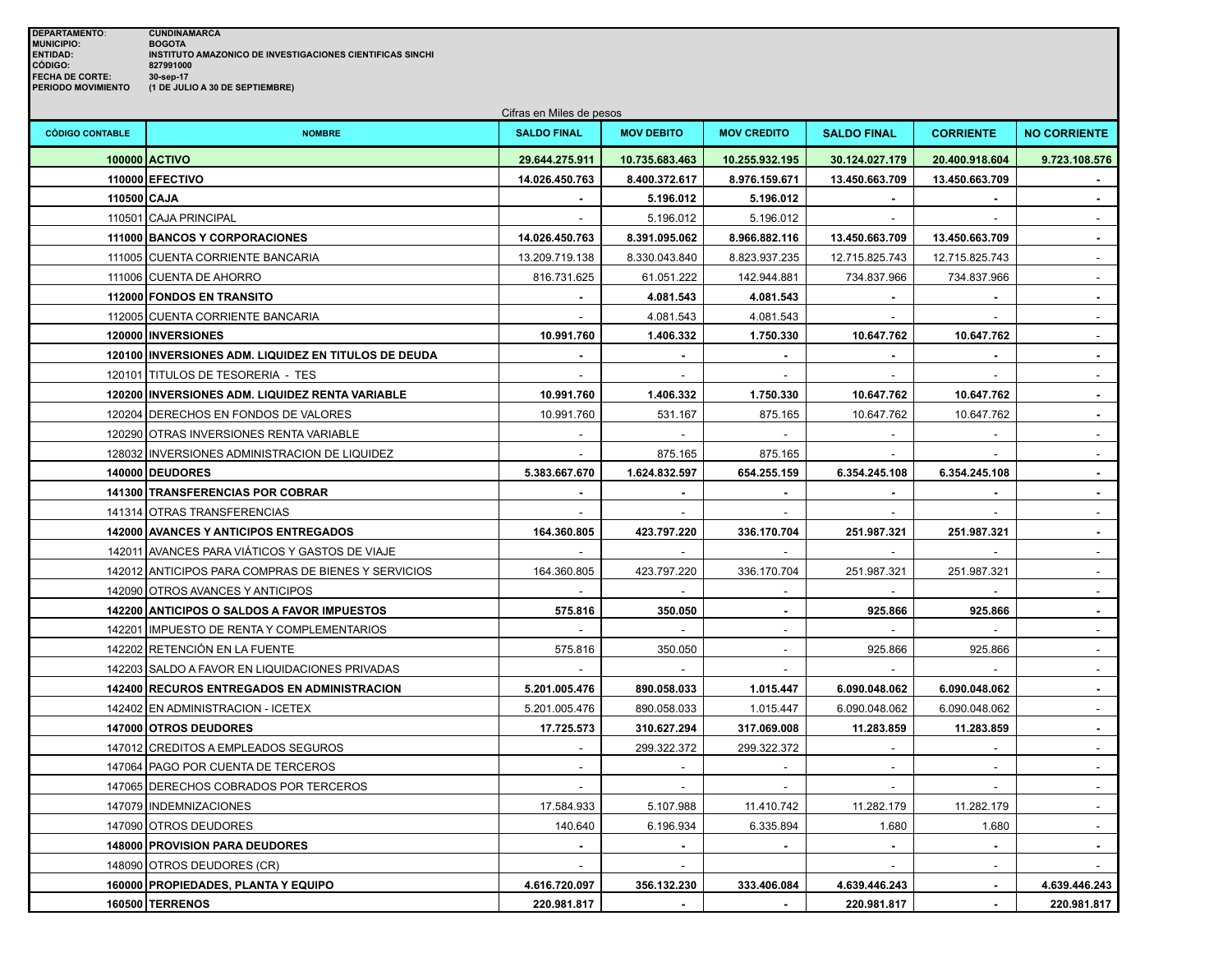**DEPARTAMENTO:** CUNDINAMARCA
**MUNICIPIO:** BOGOTA
**ENTIDAD:** INSTITUTO AMAZONICO DE INVESTIGACIONES CIENTIFICAS SINCHI
**CÓDIGO:** 827991000
**FECHA DE CORTE:** 30-sep-17
**PERIODO MOVIMIENTO** (1 DE JULIO A 30 DE SEPTIEMBRE)

Cifras en Miles de pesos

| CÓDIGO CONTABLE | NOMBRE | SALDO FINAL | MOV DEBITO | MOV CREDITO | SALDO FINAL | CORRIENTE | NO CORRIENTE |
|---|---|---|---|---|---|---|---|
| **100000** | **ACTIVO** | **29.644.275.911** | **10.735.683.463** | **10.255.932.195** | **30.124.027.179** | **20.400.918.604** | **9.723.108.576** |
| **110000** | **EFECTIVO** | **14.026.450.763** | **8.400.372.617** | **8.976.159.671** | **13.450.663.709** | **13.450.663.709** | **-** |
| **110500** | **CAJA** | **-** | **5.196.012** | **5.196.012** | **-** | **-** | **-** |
| 110501 | CAJA PRINCIPAL | - | 5.196.012 | 5.196.012 | - | - | - |
| **111000** | **BANCOS Y CORPORACIONES** | **14.026.450.763** | **8.391.095.062** | **8.966.882.116** | **13.450.663.709** | **13.450.663.709** | **-** |
| 111005 | CUENTA CORRIENTE BANCARIA | 13.209.719.138 | 8.330.043.840 | 8.823.937.235 | 12.715.825.743 | 12.715.825.743 | - |
| 111006 | CUENTA DE AHORRO | 816.731.625 | 61.051.222 | 142.944.881 | 734.837.966 | 734.837.966 | - |
| **112000** | **FONDOS EN TRANSITO** | **-** | **4.081.543** | **4.081.543** | **-** | **-** | **-** |
| 112005 | CUENTA CORRIENTE BANCARIA | - | 4.081.543 | 4.081.543 | - | - | - |
| **120000** | **INVERSIONES** | **10.991.760** | **1.406.332** | **1.750.330** | **10.647.762** | **10.647.762** | - |
| **120100** | **INVERSIONES ADM. LIQUIDEZ EN TITULOS DE DEUDA** | **-** | **-** | **-** | **-** | **-** | **-** |
| 120101 | TITULOS DE TESORERIA - TES | - | - | - | - | - | - |
| **120200** | **INVERSIONES ADM. LIQUIDEZ RENTA VARIABLE** | **10.991.760** | **1.406.332** | **1.750.330** | **10.647.762** | **10.647.762** | **-** |
| 120204 | DERECHOS EN FONDOS DE VALORES | 10.991.760 | 531.167 | 875.165 | 10.647.762 | 10.647.762 | **-** |
| 120290 | OTRAS INVERSIONES RENTA VARIABLE | - | - | - | - | - | - |
| 128032 | INVERSIONES ADMINISTRACION DE LIQUIDEZ | - | 875.165 | 875.165 | - | - | - |
| **140000** | **DEUDORES** | **5.383.667.670** | **1.624.832.597** | **654.255.159** | **6.354.245.108** | **6.354.245.108** | **-** |
| **141300** | **TRANSFERENCIAS POR COBRAR** | **-** | **-** | **-** | **-** | **-** | **-** |
| 141314 | OTRAS TRANSFERENCIAS | - | - | - | - | - | - |
| **142000** | **AVANCES Y ANTICIPOS ENTREGADOS** | **164.360.805** | **423.797.220** | **336.170.704** | **251.987.321** | **251.987.321** | **-** |
| 142011 | AVANCES PARA VIÁTICOS Y GASTOS DE VIAJE | - | - | - | - | - | - |
| 142012 | ANTICIPOS PARA COMPRAS DE BIENES Y SERVICIOS | 164.360.805 | 423.797.220 | 336.170.704 | 251.987.321 | 251.987.321 | - |
| 142090 | OTROS AVANCES Y ANTICIPOS | - | - | - | - | - | - |
| **142200** | **ANTICIPOS O SALDOS A FAVOR IMPUESTOS** | **575.816** | **350.050** | **-** | **925.866** | **925.866** | **-** |
| 142201 | IMPUESTO DE RENTA Y COMPLEMENTARIOS | - | - | - | - | - | - |
| 142202 | RETENCIÓN EN LA FUENTE | 575.816 | 350.050 | - | 925.866 | 925.866 | - |
| 142203 | SALDO A FAVOR EN LIQUIDACIONES PRIVADAS | - | - | - | - | - | - |
| **142400** | **RECUROS ENTREGADOS EN ADMINISTRACION** | **5.201.005.476** | **890.058.033** | **1.015.447** | **6.090.048.062** | **6.090.048.062** | **-** |
| 142402 | EN ADMINISTRACION - ICETEX | 5.201.005.476 | 890.058.033 | 1.015.447 | 6.090.048.062 | 6.090.048.062 | - |
| **147000** | **OTROS DEUDORES** | **17.725.573** | **310.627.294** | **317.069.008** | **11.283.859** | **11.283.859** | **-** |
| 147012 | CREDITOS A EMPLEADOS SEGUROS | - | 299.322.372 | 299.322.372 | - | - | - |
| 147064 | PAGO POR CUENTA DE TERCEROS | - | - | - | - | - | - |
| 147065 | DERECHOS COBRADOS POR TERCEROS | - | - | - | - | - | - |
| 147079 | INDEMNIZACIONES | 17.584.933 | 5.107.988 | 11.410.742 | 11.282.179 | 11.282.179 | - |
| 147090 | OTROS DEUDORES | 140.640 | 6.196.934 | 6.335.894 | 1.680 | 1.680 | - |
| **148000** | **PROVISION PARA DEUDORES** | **-** | **-** | **-** | **-** | **-** | **-** |
| 148090 | OTROS DEUDORES (CR) | - | - | | - | - | - |
| **160000** | **PROPIEDADES, PLANTA Y EQUIPO** | **4.616.720.097** | **356.132.230** | **333.406.084** | **4.639.446.243** | **-** | **4.639.446.243** |
| **160500** | **TERRENOS** | **220.981.817** | **-** | **-** | **220.981.817** | **-** | **220.981.817** |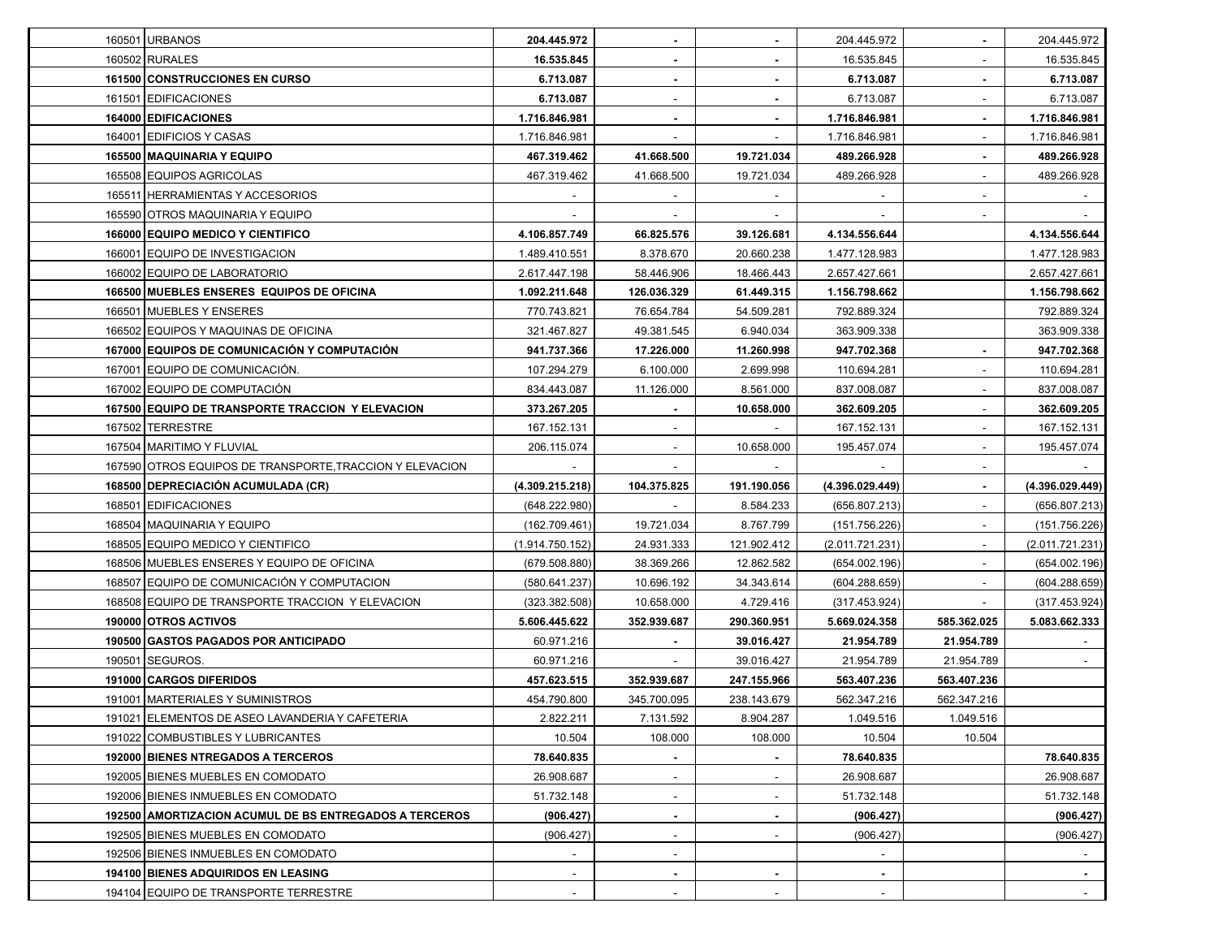| | | | | | | | |
|---|---|---|---|---|---|---|---|
| 160501 | URBANOS | **204.445.972** | **-** | **-** | 204.445.972 | **-** | 204.445.972 |
| 160502 | RURALES | **16.535.845** | **-** | **-** | 16.535.845 | - | 16.535.845 |
| **161500** | **CONSTRUCCIONES EN CURSO** | **6.713.087** | **-** | **-** | **6.713.087** | **-** | **6.713.087** |
| 161501 | EDIFICACIONES | **6.713.087** | - | **-** | 6.713.087 | - | 6.713.087 |
| **164000** | **EDIFICACIONES** | **1.716.846.981** | **-** | **-** | **1.716.846.981** | **-** | **1.716.846.981** |
| 164001 | EDIFICIOS Y CASAS | 1.716.846.981 | - | - | 1.716.846.981 | - | 1.716.846.981 |
| **165500** | **MAQUINARIA Y EQUIPO** | **467.319.462** | **41.668.500** | **19.721.034** | **489.266.928** | **-** | **489.266.928** |
| 165508 | EQUIPOS AGRICOLAS | 467.319.462 | 41.668.500 | 19.721.034 | 489.266.928 | - | 489.266.928 |
| 165511 | HERRAMIENTAS Y ACCESORIOS | - | - | - | - | - | - |
| 165590 | OTROS MAQUINARIA Y EQUIPO | - | - | - | - | - | - |
| **166000** | **EQUIPO MEDICO Y CIENTIFICO** | **4.106.857.749** | **66.825.576** | **39.126.681** | **4.134.556.644** | | **4.134.556.644** |
| 166001 | EQUIPO DE INVESTIGACION | 1.489.410.551 | 8.378.670 | 20.660.238 | 1.477.128.983 | | 1.477.128.983 |
| 166002 | EQUIPO DE LABORATORIO | 2.617.447.198 | 58.446.906 | 18.466.443 | 2.657.427.661 | | 2.657.427.661 |
| **166500** | **MUEBLES ENSERES EQUIPOS DE OFICINA** | **1.092.211.648** | **126.036.329** | **61.449.315** | **1.156.798.662** | | **1.156.798.662** |
| 166501 | MUEBLES Y ENSERES | 770.743.821 | 76.654.784 | 54.509.281 | 792.889.324 | | 792.889.324 |
| 166502 | EQUIPOS Y MAQUINAS DE OFICINA | 321.467.827 | 49.381.545 | 6.940.034 | 363.909.338 | | 363.909.338 |
| **167000** | **EQUIPOS DE COMUNICACIÓN Y COMPUTACIÓN** | **941.737.366** | **17.226.000** | **11.260.998** | **947.702.368** | **-** | **947.702.368** |
| 167001 | EQUIPO DE COMUNICACIÓN. | 107.294.279 | 6.100.000 | 2.699.998 | 110.694.281 | - | 110.694.281 |
| 167002 | EQUIPO DE COMPUTACIÓN | 834.443.087 | 11.126.000 | 8.561.000 | 837.008.087 | - | 837.008.087 |
| **167500** | **EQUIPO DE TRANSPORTE TRACCION Y ELEVACION** | **373.267.205** | **-** | **10.658.000** | **362.609.205** | - | **362.609.205** |
| 167502 | TERRESTRE | 167.152.131 | - | - | 167.152.131 | - | 167.152.131 |
| 167504 | MARITIMO Y FLUVIAL | 206.115.074 | - | 10.658.000 | 195.457.074 | - | 195.457.074 |
| 167590 | OTROS EQUIPOS DE TRANSPORTE,TRACCION Y ELEVACION | - | - | - | - | - | - |
| **168500** | **DEPRECIACIÓN ACUMULADA (CR)** | **(4.309.215.218)** | **104.375.825** | **191.190.056** | **(4.396.029.449)** | **-** | **(4.396.029.449)** |
| 168501 | EDIFICACIONES | (648.222.980) | - | 8.584.233 | (656.807.213) | - | (656.807.213) |
| 168504 | MAQUINARIA Y EQUIPO | (162.709.461) | 19.721.034 | 8.767.799 | (151.756.226) | - | (151.756.226) |
| 168505 | EQUIPO MEDICO Y CIENTIFICO | (1.914.750.152) | 24.931.333 | 121.902.412 | (2.011.721.231) | - | (2.011.721.231) |
| 168506 | MUEBLES ENSERES Y EQUIPO DE OFICINA | (679.508.880) | 38.369.266 | 12.862.582 | (654.002.196) | - | (654.002.196) |
| 168507 | EQUIPO DE COMUNICACIÓN Y COMPUTACION | (580.641.237) | 10.696.192 | 34.343.614 | (604.288.659) | - | (604.288.659) |
| 168508 | EQUIPO DE TRANSPORTE TRACCION Y ELEVACION | (323.382.508) | 10.658.000 | 4.729.416 | (317.453.924) | - | (317.453.924) |
| **190000** | **OTROS ACTIVOS** | **5.606.445.622** | **352.939.687** | **290.360.951** | **5.669.024.358** | **585.362.025** | **5.083.662.333** |
| **190500** | **GASTOS PAGADOS POR ANTICIPADO** | 60.971.216 | **-** | **39.016.427** | **21.954.789** | **21.954.789** | - |
| 190501 | SEGUROS. | 60.971.216 | - | 39.016.427 | 21.954.789 | 21.954.789 | - |
| **191000** | **CARGOS DIFERIDOS** | **457.623.515** | **352.939.687** | **247.155.966** | **563.407.236** | **563.407.236** | |
| 191001 | MARTERIALES Y SUMINISTROS | 454.790.800 | 345.700.095 | 238.143.679 | 562.347.216 | 562.347.216 | |
| 191021 | ELEMENTOS DE ASEO LAVANDERIA Y CAFETERIA | 2.822.211 | 7.131.592 | 8.904.287 | 1.049.516 | 1.049.516 | |
| 191022 | COMBUSTIBLES Y LUBRICANTES | 10.504 | 108.000 | 108.000 | 10.504 | 10.504 | |
| **192000** | **BIENES NTREGADOS A TERCEROS** | **78.640.835** | **-** | **-** | **78.640.835** | | **78.640.835** |
| 192005 | BIENES MUEBLES EN COMODATO | 26.908.687 | - | - | 26.908.687 | | 26.908.687 |
| 192006 | BIENES INMUEBLES EN COMODATO | 51.732.148 | - | - | 51.732.148 | | 51.732.148 |
| **192500** | **AMORTIZACION ACUMUL DE BS ENTREGADOS A TERCEROS** | **(906.427)** | **-** | **-** | **(906.427)** | | **(906.427)** |
| 192505 | BIENES MUEBLES EN COMODATO | (906.427) | - | - | (906.427) | | (906.427) |
| 192506 | BIENES INMUEBLES EN COMODATO | - | - | | - | | - |
| **194100** | **BIENES ADQUIRIDOS EN LEASING** | - | **-** | **-** | **-** | | **-** |
| 194104 | EQUIPO DE TRANSPORTE TERRESTRE | - | - | - | - | | - |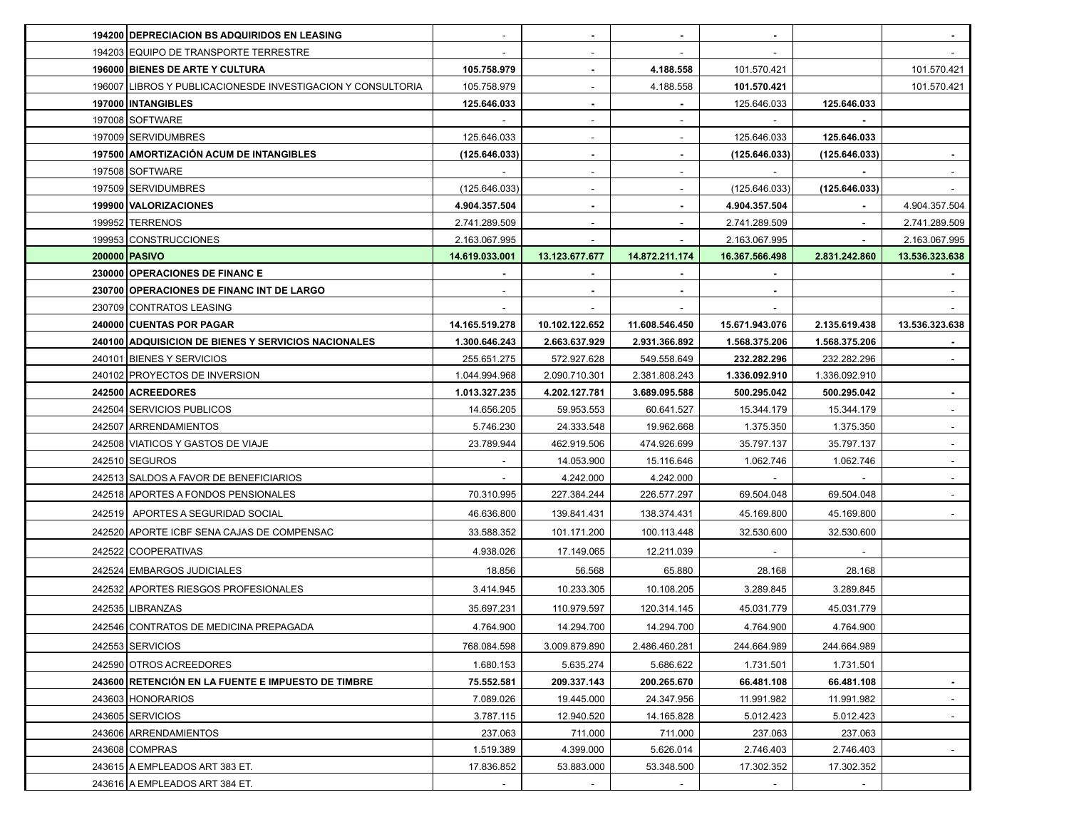| | | | | | | | |
|---|---|---|---|---|---|---|---|
| **194200** | **DEPRECIACION BS ADQUIRIDOS EN LEASING** | - | **-** | **-** | **-** | | **-** |
| 194203 | EQUIPO DE TRANSPORTE TERRESTRE | - | - | - | - | | - |
| **196000** | **BIENES DE ARTE Y CULTURA** | **105.758.979** | **-** | **4.188.558** | 101.570.421 | | 101.570.421 |
| 196007 | LIBROS Y PUBLICACIONESDE INVESTIGACION Y CONSULTORIA | 105.758.979 | - | 4.188.558 | **101.570.421** | | 101.570.421 |
| **197000** | **INTANGIBLES** | **125.646.033** | **-** | **-** | 125.646.033 | **125.646.033** | |
| 197008 | SOFTWARE | - | - | - | - | **-** | |
| 197009 | SERVIDUMBRES | 125.646.033 | - | - | 125.646.033 | **125.646.033** | |
| **197500** | **AMORTIZACIÓN ACUM DE INTANGIBLES** | **(125.646.033)** | **-** | **-** | **(125.646.033)** | **(125.646.033)** | **-** |
| 197508 | SOFTWARE | - | - | - | - | **-** | - |
| 197509 | SERVIDUMBRES | (125.646.033) | - | - | (125.646.033) | **(125.646.033)** | - |
| **199900** | **VALORIZACIONES** | **4.904.357.504** | **-** | **-** | **4.904.357.504** | **-** | 4.904.357.504 |
| 199952 | TERRENOS | 2.741.289.509 | - | - | 2.741.289.509 | - | 2.741.289.509 |
| 199953 | CONSTRUCCIONES | 2.163.067.995 | - | - | 2.163.067.995 | - | 2.163.067.995 |
| **200000** | **PASIVO** | **14.619.033.001** | **13.123.677.677** | **14.872.211.174** | **16.367.566.498** | **2.831.242.860** | **13.536.323.638** |
| **230000** | **OPERACIONES DE FINANC E** | **-** | **-** | **-** | **-** | | **-** |
| **230700** | **OPERACIONES DE FINANC INT DE LARGO** | - | **-** | **-** | **-** | | - |
| 230709 | CONTRATOS LEASING | - | - | - | - | | - |
| **240000** | **CUENTAS POR PAGAR** | **14.165.519.278** | **10.102.122.652** | **11.608.546.450** | **15.671.943.076** | **2.135.619.438** | **13.536.323.638** |
| **240100** | **ADQUISICION DE BIENES Y SERVICIOS NACIONALES** | **1.300.646.243** | **2.663.637.929** | **2.931.366.892** | **1.568.375.206** | **1.568.375.206** | **-** |
| 240101 | BIENES Y SERVICIOS | 255.651.275 | 572.927.628 | 549.558.649 | **232.282.296** | 232.282.296 | - |
| 240102 | PROYECTOS DE INVERSION | 1.044.994.968 | 2.090.710.301 | 2.381.808.243 | **1.336.092.910** | 1.336.092.910 | |
| **242500** | **ACREEDORES** | **1.013.327.235** | **4.202.127.781** | **3.689.095.588** | **500.295.042** | **500.295.042** | **-** |
| 242504 | SERVICIOS PUBLICOS | 14.656.205 | 59.953.553 | 60.641.527 | 15.344.179 | 15.344.179 | - |
| 242507 | ARRENDAMIENTOS | 5.746.230 | 24.333.548 | 19.962.668 | 1.375.350 | 1.375.350 | - |
| 242508 | VIATICOS Y GASTOS DE VIAJE | 23.789.944 | 462.919.506 | 474.926.699 | 35.797.137 | 35.797.137 | - |
| 242510 | SEGUROS | - | 14.053.900 | 15.116.646 | 1.062.746 | 1.062.746 | - |
| 242513 | SALDOS A FAVOR DE BENEFICIARIOS | - | 4.242.000 | 4.242.000 | - | - | - |
| 242518 | APORTES A FONDOS PENSIONALES | 70.310.995 | 227.384.244 | 226.577.297 | 69.504.048 | 69.504.048 | - |
| 242519 | APORTES A SEGURIDAD SOCIAL | 46.636.800 | 139.841.431 | 138.374.431 | 45.169.800 | 45.169.800 | - |
| 242520 | APORTE ICBF SENA CAJAS DE COMPENSAC | 33.588.352 | 101.171.200 | 100.113.448 | 32.530.600 | 32.530.600 | |
| 242522 | COOPERATIVAS | 4.938.026 | 17.149.065 | 12.211.039 | - | - | |
| 242524 | EMBARGOS JUDICIALES | 18.856 | 56.568 | 65.880 | 28.168 | 28.168 | |
| 242532 | APORTES RIESGOS PROFESIONALES | 3.414.945 | 10.233.305 | 10.108.205 | 3.289.845 | 3.289.845 | |
| 242535 | LIBRANZAS | 35.697.231 | 110.979.597 | 120.314.145 | 45.031.779 | 45.031.779 | |
| 242546 | CONTRATOS DE MEDICINA PREPAGADA | 4.764.900 | 14.294.700 | 14.294.700 | 4.764.900 | 4.764.900 | |
| 242553 | SERVICIOS | 768.084.598 | 3.009.879.890 | 2.486.460.281 | 244.664.989 | 244.664.989 | |
| 242590 | OTROS ACREEDORES | 1.680.153 | 5.635.274 | 5.686.622 | 1.731.501 | 1.731.501 | |
| **243600** | **RETENCIÓN EN LA FUENTE E IMPUESTO DE TIMBRE** | **75.552.581** | **209.337.143** | **200.265.670** | **66.481.108** | **66.481.108** | **-** |
| 243603 | HONORARIOS | 7.089.026 | 19.445.000 | 24.347.956 | 11.991.982 | 11.991.982 | - |
| 243605 | SERVICIOS | 3.787.115 | 12.940.520 | 14.165.828 | 5.012.423 | 5.012.423 | - |
| 243606 | ARRENDAMIENTOS | 237.063 | 711.000 | 711.000 | 237.063 | 237.063 | |
| 243608 | COMPRAS | 1.519.389 | 4.399.000 | 5.626.014 | 2.746.403 | 2.746.403 | - |
| 243615 | A EMPLEADOS ART 383 ET. | 17.836.852 | 53.883.000 | 53.348.500 | 17.302.352 | 17.302.352 | |
| 243616 | A EMPLEADOS ART 384 ET. | - | - | - | - | - | |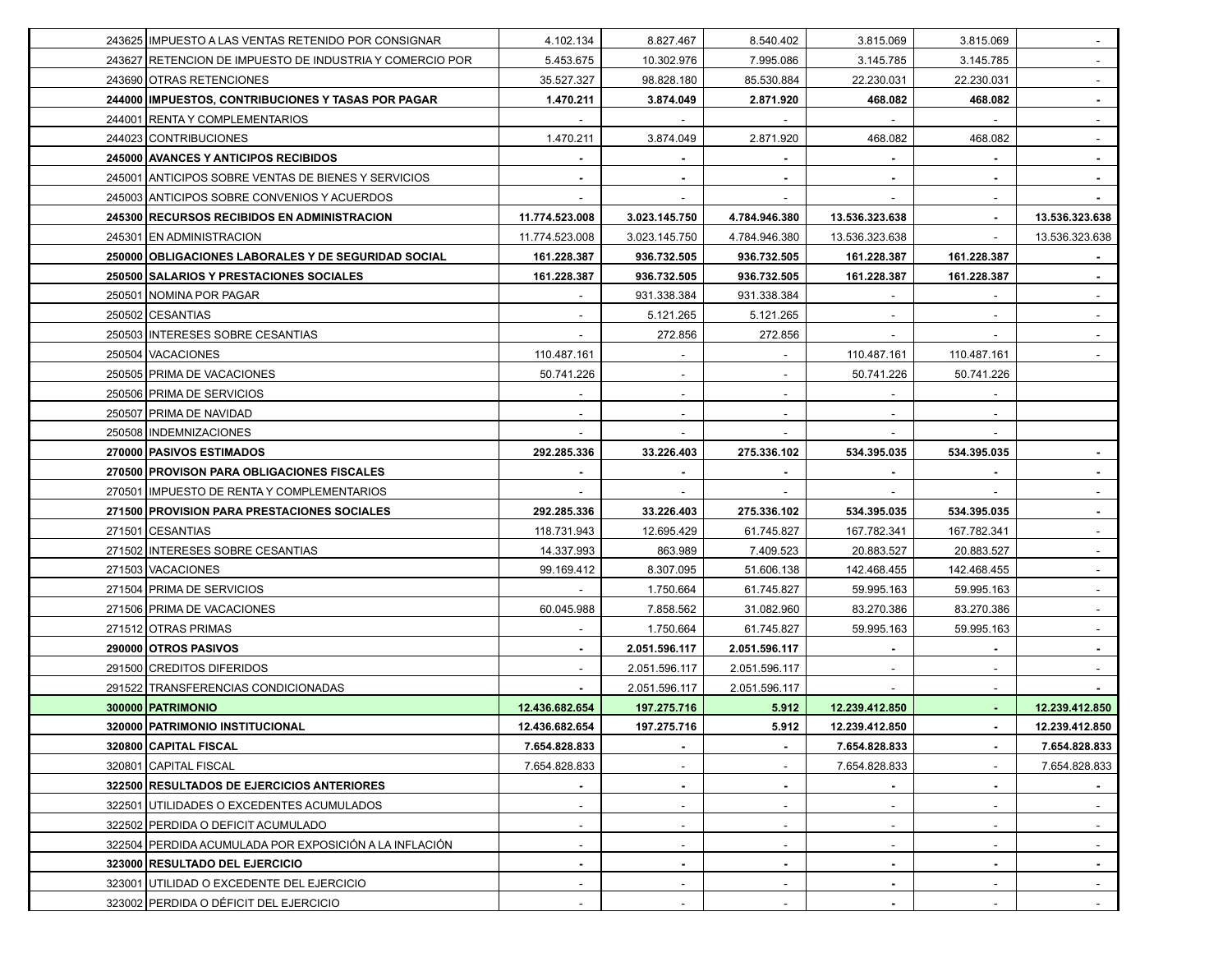| | | | | | | | |
|---|---|---|---|---|---|---|---|
| 243625 | IMPUESTO A LAS VENTAS RETENIDO POR CONSIGNAR | 4.102.134 | 8.827.467 | 8.540.402 | 3.815.069 | 3.815.069 | - |
| 243627 | RETENCION DE IMPUESTO DE INDUSTRIA Y COMERCIO POR | 5.453.675 | 10.302.976 | 7.995.086 | 3.145.785 | 3.145.785 | - |
| 243690 | OTRAS RETENCIONES | 35.527.327 | 98.828.180 | 85.530.884 | 22.230.031 | 22.230.031 | - |
| **244000** | **IMPUESTOS, CONTRIBUCIONES Y TASAS POR PAGAR** | **1.470.211** | **3.874.049** | **2.871.920** | **468.082** | **468.082** | **-** |
| 244001 | RENTA Y COMPLEMENTARIOS | - | - | - | - | - | - |
| 244023 | CONTRIBUCIONES | 1.470.211 | 3.874.049 | 2.871.920 | 468.082 | 468.082 | - |
| **245000** | **AVANCES Y ANTICIPOS RECIBIDOS** | **-** | **-** | **-** | **-** | **-** | **-** |
| 245001 | ANTICIPOS SOBRE VENTAS DE BIENES Y SERVICIOS | - | - | - | - | - | - |
| 245003 | ANTICIPOS SOBRE CONVENIOS Y ACUERDOS | - | - | - | - | - | - |
| **245300** | **RECURSOS RECIBIDOS EN ADMINISTRACION** | **11.774.523.008** | **3.023.145.750** | **4.784.946.380** | **13.536.323.638** | **-** | **13.536.323.638** |
| 245301 | EN ADMINISTRACION | 11.774.523.008 | 3.023.145.750 | 4.784.946.380 | 13.536.323.638 | - | 13.536.323.638 |
| **250000** | **OBLIGACIONES LABORALES Y DE SEGURIDAD SOCIAL** | **161.228.387** | **936.732.505** | **936.732.505** | **161.228.387** | **161.228.387** | **-** |
| **250500** | **SALARIOS Y PRESTACIONES SOCIALES** | **161.228.387** | **936.732.505** | **936.732.505** | **161.228.387** | **161.228.387** | **-** |
| 250501 | NOMINA POR PAGAR | - | 931.338.384 | 931.338.384 | - | - | - |
| 250502 | CESANTIAS | - | 5.121.265 | 5.121.265 | - | - | - |
| 250503 | INTERESES SOBRE CESANTIAS | - | 272.856 | 272.856 | - | - | - |
| 250504 | VACACIONES | 110.487.161 | - | - | 110.487.161 | 110.487.161 | - |
| 250505 | PRIMA DE VACACIONES | 50.741.226 | - | - | 50.741.226 | 50.741.226 | |
| 250506 | PRIMA DE SERVICIOS | - | - | - | - | - | |
| 250507 | PRIMA DE NAVIDAD | - | - | - | - | - | |
| 250508 | INDEMNIZACIONES | - | - | - | - | - | |
| **270000** | **PASIVOS ESTIMADOS** | **292.285.336** | **33.226.403** | **275.336.102** | **534.395.035** | **534.395.035** | **-** |
| **270500** | **PROVISON PARA OBLIGACIONES FISCALES** | **-** | **-** | **-** | **-** | **-** | **-** |
| 270501 | IMPUESTO DE RENTA Y COMPLEMENTARIOS | - | - | - | - | - | - |
| **271500** | **PROVISION PARA PRESTACIONES SOCIALES** | **292.285.336** | **33.226.403** | **275.336.102** | **534.395.035** | **534.395.035** | **-** |
| 271501 | CESANTIAS | 118.731.943 | 12.695.429 | 61.745.827 | 167.782.341 | 167.782.341 | - |
| 271502 | INTERESES SOBRE CESANTIAS | 14.337.993 | 863.989 | 7.409.523 | 20.883.527 | 20.883.527 | - |
| 271503 | VACACIONES | 99.169.412 | 8.307.095 | 51.606.138 | 142.468.455 | 142.468.455 | - |
| 271504 | PRIMA DE SERVICIOS | - | 1.750.664 | 61.745.827 | 59.995.163 | 59.995.163 | - |
| 271506 | PRIMA DE VACACIONES | 60.045.988 | 7.858.562 | 31.082.960 | 83.270.386 | 83.270.386 | - |
| 271512 | OTRAS PRIMAS | - | 1.750.664 | 61.745.827 | 59.995.163 | 59.995.163 | - |
| **290000** | **OTROS PASIVOS** | **-** | **2.051.596.117** | **2.051.596.117** | **-** | **-** | **-** |
| 291500 | CREDITOS DIFERIDOS | - | 2.051.596.117 | 2.051.596.117 | - | - | - |
| 291522 | TRANSFERENCIAS CONDICIONADAS | - | 2.051.596.117 | 2.051.596.117 | - | - | - |
| **300000** | **PATRIMONIO** | **12.436.682.654** | **197.275.716** | **5.912** | **12.239.412.850** | **-** | **12.239.412.850** |
| **320000** | **PATRIMONIO INSTITUCIONAL** | **12.436.682.654** | **197.275.716** | **5.912** | **12.239.412.850** | **-** | **12.239.412.850** |
| **320800** | **CAPITAL FISCAL** | **7.654.828.833** | **-** | **-** | **7.654.828.833** | **-** | **7.654.828.833** |
| 320801 | CAPITAL FISCAL | 7.654.828.833 | - | - | 7.654.828.833 | - | 7.654.828.833 |
| **322500** | **RESULTADOS DE EJERCICIOS ANTERIORES** | **-** | **-** | **-** | **-** | **-** | **-** |
| 322501 | UTILIDADES O EXCEDENTES ACUMULADOS | - | - | - | - | - | - |
| 322502 | PERDIDA O DEFICIT ACUMULADO | - | - | - | - | - | - |
| 322504 | PERDIDA ACUMULADA POR EXPOSICIÓN A LA INFLACIÓN | - | - | - | - | - | - |
| **323000** | **RESULTADO DEL EJERCICIO** | **-** | **-** | **-** | **-** | **-** | **-** |
| 323001 | UTILIDAD O EXCEDENTE DEL EJERCICIO | - | - | - | - | - | - |
| 323002 | PERDIDA O DÉFICIT DEL EJERCICIO | - | - | - | - | - | - |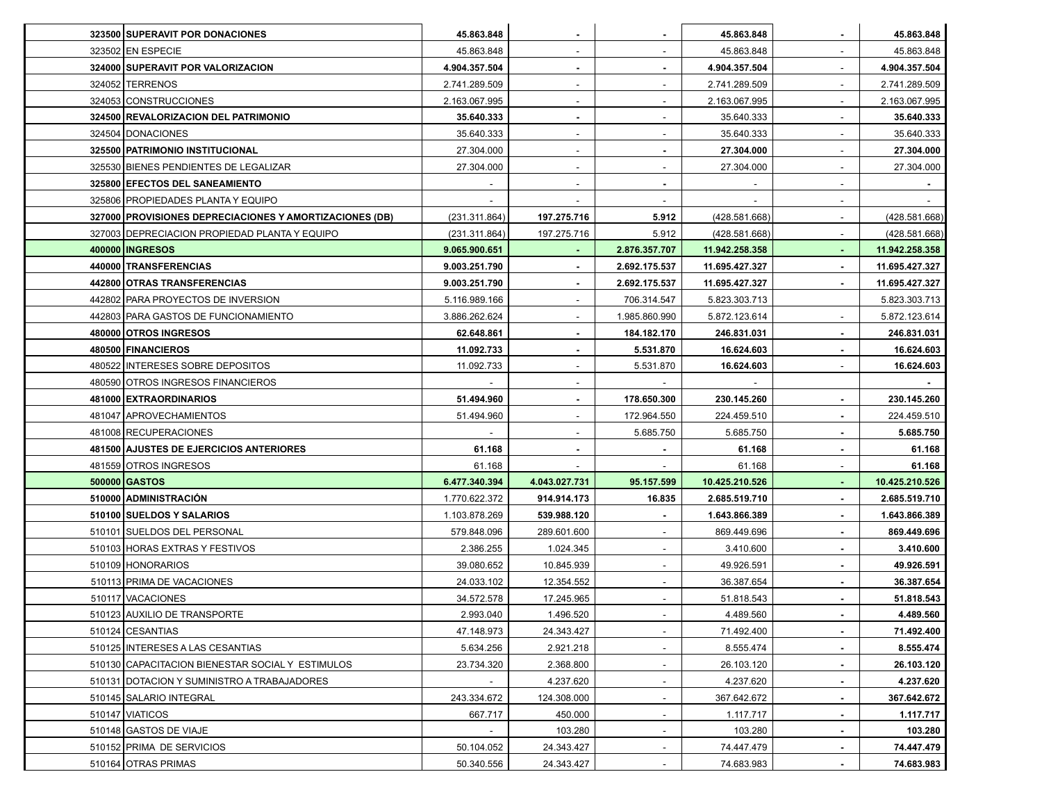| | | | | | | | |
|---|---|---|---|---|---|---|---|
| 323500 | **SUPERAVIT POR DONACIONES** | **45.863.848** | **-** | **-** | **45.863.848** | **-** | **45.863.848** |
| 323502 | EN ESPECIE | 45.863.848 | - | - | 45.863.848 | - | 45.863.848 |
| 324000 | **SUPERAVIT POR VALORIZACION** | **4.904.357.504** | **-** | **-** | **4.904.357.504** | - | **4.904.357.504** |
| 324052 | TERRENOS | 2.741.289.509 | - | - | 2.741.289.509 | - | 2.741.289.509 |
| 324053 | CONSTRUCCIONES | 2.163.067.995 | - | - | 2.163.067.995 | - | 2.163.067.995 |
| 324500 | **REVALORIZACION DEL PATRIMONIO** | **35.640.333** | **-** | - | 35.640.333 | - | **35.640.333** |
| 324504 | DONACIONES | 35.640.333 | - | - | 35.640.333 | - | 35.640.333 |
| 325500 | **PATRIMONIO INSTITUCIONAL** | 27.304.000 | - | **-** | **27.304.000** | - | **27.304.000** |
| 325530 | BIENES PENDIENTES DE LEGALIZAR | 27.304.000 | - | - | 27.304.000 | - | 27.304.000 |
| 325800 | **EFECTOS DEL SANEAMIENTO** | - | - | **-** | - | - | **-** |
| 325806 | PROPIEDADES PLANTA Y EQUIPO | - | - | - | - | - | - |
| 327000 | **PROVISIONES DEPRECIACIONES Y AMORTIZACIONES (DB)** | (231.311.864) | **197.275.716** | **5.912** | (428.581.668) | - | (428.581.668) |
| 327003 | DEPRECIACION PROPIEDAD PLANTA Y EQUIPO | (231.311.864) | 197.275.716 | 5.912 | (428.581.668) | - | (428.581.668) |
| 400000 | **INGRESOS** | **9.065.900.651** | **-** | **2.876.357.707** | **11.942.258.358** | **-** | **11.942.258.358** |
| 440000 | **TRANSFERENCIAS** | **9.003.251.790** | **-** | **2.692.175.537** | **11.695.427.327** | **-** | **11.695.427.327** |
| 442800 | **OTRAS TRANSFERENCIAS** | **9.003.251.790** | **-** | **2.692.175.537** | **11.695.427.327** | **-** | **11.695.427.327** |
| 442802 | PARA PROYECTOS DE INVERSION | 5.116.989.166 | - | 706.314.547 | 5.823.303.713 | | 5.823.303.713 |
| 442803 | PARA GASTOS DE FUNCIONAMIENTO | 3.886.262.624 | - | 1.985.860.990 | 5.872.123.614 | - | 5.872.123.614 |
| 480000 | **OTROS INGRESOS** | **62.648.861** | **-** | **184.182.170** | **246.831.031** | **-** | **246.831.031** |
| 480500 | **FINANCIEROS** | **11.092.733** | **-** | **5.531.870** | **16.624.603** | **-** | **16.624.603** |
| 480522 | INTERESES SOBRE DEPOSITOS | 11.092.733 | - | 5.531.870 | **16.624.603** | - | **16.624.603** |
| 480590 | OTROS INGRESOS FINANCIEROS | - | - | - | - | | **-** |
| 481000 | **EXTRAORDINARIOS** | **51.494.960** | **-** | **178.650.300** | **230.145.260** | **-** | **230.145.260** |
| 481047 | APROVECHAMIENTOS | 51.494.960 | - | 172.964.550 | 224.459.510 | **-** | 224.459.510 |
| 481008 | RECUPERACIONES | - | - | 5.685.750 | 5.685.750 | **-** | **5.685.750** |
| 481500 | **AJUSTES DE EJERCICIOS ANTERIORES** | **61.168** | **-** | **-** | **61.168** | **-** | **61.168** |
| 481559 | OTROS INGRESOS | 61.168 | - | - | 61.168 | - | **61.168** |
| 500000 | **GASTOS** | **6.477.340.394** | **4.043.027.731** | **95.157.599** | **10.425.210.526** | **-** | **10.425.210.526** |
| 510000 | **ADMINISTRACIÓN** | 1.770.622.372 | **914.914.173** | **16.835** | **2.685.519.710** | **-** | **2.685.519.710** |
| 510100 | **SUELDOS Y SALARIOS** | 1.103.878.269 | **539.988.120** | **-** | **1.643.866.389** | **-** | **1.643.866.389** |
| 510101 | SUELDOS DEL PERSONAL | 579.848.096 | 289.601.600 | - | 869.449.696 | **-** | **869.449.696** |
| 510103 | HORAS EXTRAS Y FESTIVOS | 2.386.255 | 1.024.345 | - | 3.410.600 | **-** | **3.410.600** |
| 510109 | HONORARIOS | 39.080.652 | 10.845.939 | - | 49.926.591 | **-** | **49.926.591** |
| 510113 | PRIMA DE VACACIONES | 24.033.102 | 12.354.552 | - | 36.387.654 | **-** | **36.387.654** |
| 510117 | VACACIONES | 34.572.578 | 17.245.965 | - | 51.818.543 | **-** | **51.818.543** |
| 510123 | AUXILIO DE TRANSPORTE | 2.993.040 | 1.496.520 | - | 4.489.560 | **-** | **4.489.560** |
| 510124 | CESANTIAS | 47.148.973 | 24.343.427 | - | 71.492.400 | **-** | **71.492.400** |
| 510125 | INTERESES A LAS CESANTIAS | 5.634.256 | 2.921.218 | - | 8.555.474 | **-** | **8.555.474** |
| 510130 | CAPACITACION BIENESTAR SOCIAL Y ESTIMULOS | 23.734.320 | 2.368.800 | - | 26.103.120 | **-** | **26.103.120** |
| 510131 | DOTACION Y SUMINISTRO A TRABAJADORES | - | 4.237.620 | - | 4.237.620 | **-** | **4.237.620** |
| 510145 | SALARIO INTEGRAL | 243.334.672 | 124.308.000 | - | 367.642.672 | **-** | **367.642.672** |
| 510147 | VIATICOS | 667.717 | 450.000 | - | 1.117.717 | **-** | **1.117.717** |
| 510148 | GASTOS DE VIAJE | - | 103.280 | - | 103.280 | **-** | **103.280** |
| 510152 | PRIMA DE SERVICIOS | 50.104.052 | 24.343.427 | - | 74.447.479 | **-** | **74.447.479** |
| 510164 | OTRAS PRIMAS | 50.340.556 | 24.343.427 | - | 74.683.983 | **-** | **74.683.983** |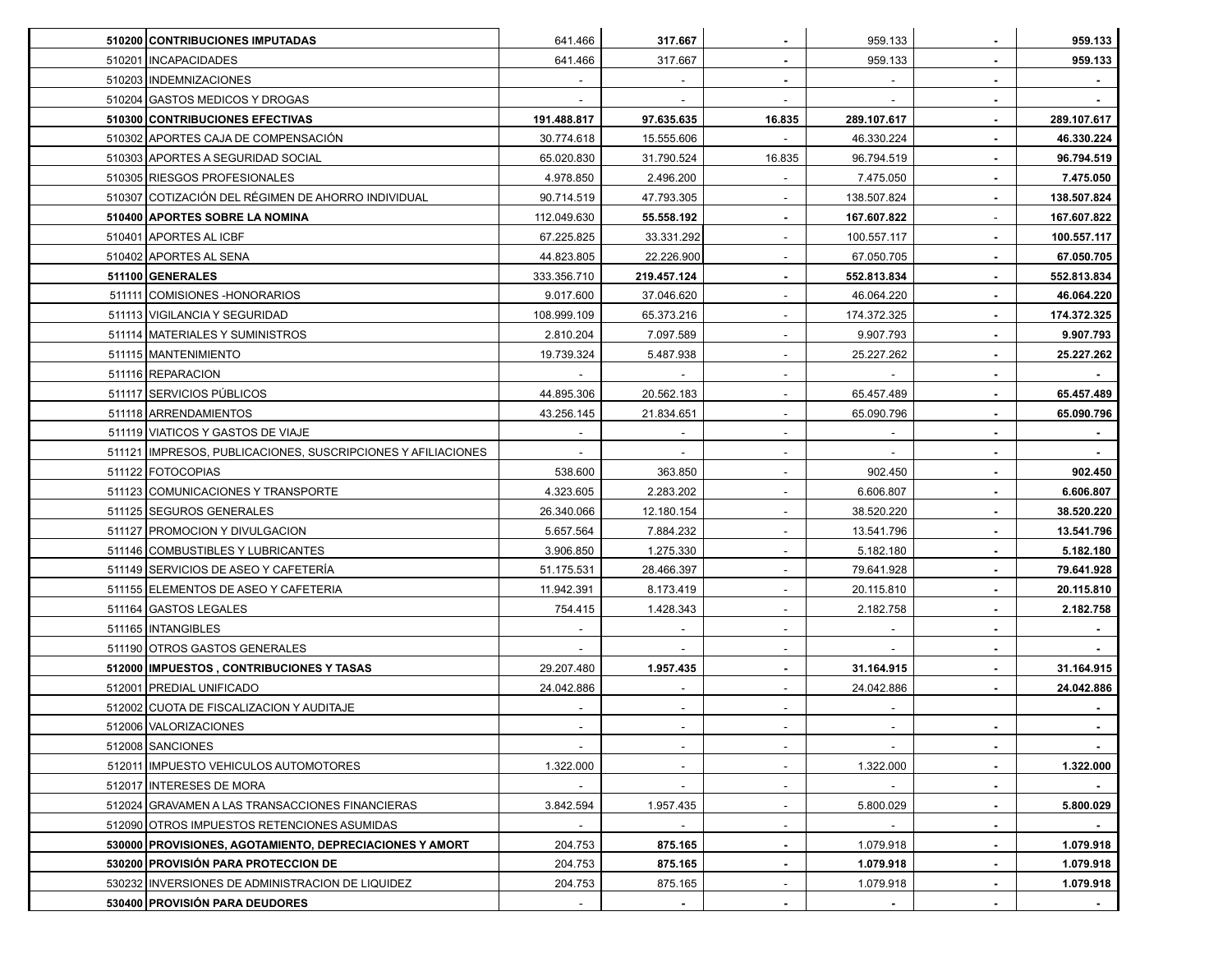| | | | | | | | |
|---|---|---|---|---|---|---|---|
| **510200** | **CONTRIBUCIONES IMPUTADAS** | 641.466 | **317.667** | **-** | 959.133 | **-** | **959.133** |
| 510201 | INCAPACIDADES | 641.466 | 317.667 | **-** | 959.133 | **-** | **959.133** |
| 510203 | INDEMNIZACIONES | - | - | **-** | - | **-** | **-** |
| 510204 | GASTOS MEDICOS Y DROGAS | - | - | - | - | **-** | **-** |
| **510300** | **CONTRIBUCIONES EFECTIVAS** | **191.488.817** | **97.635.635** | **16.835** | **289.107.617** | **-** | **289.107.617** |
| 510302 | APORTES CAJA DE COMPENSACIÓN | 30.774.618 | 15.555.606 | - | 46.330.224 | **-** | **46.330.224** |
| 510303 | APORTES A SEGURIDAD SOCIAL | 65.020.830 | 31.790.524 | 16.835 | 96.794.519 | **-** | **96.794.519** |
| 510305 | RIESGOS PROFESIONALES | 4.978.850 | 2.496.200 | - | 7.475.050 | **-** | **7.475.050** |
| 510307 | COTIZACIÓN DEL RÉGIMEN DE AHORRO INDIVIDUAL | 90.714.519 | 47.793.305 | - | 138.507.824 | **-** | **138.507.824** |
| **510400** | **APORTES SOBRE LA NOMINA** | 112.049.630 | **55.558.192** | **-** | **167.607.822** | - | **167.607.822** |
| 510401 | APORTES AL ICBF | 67.225.825 | 33.331.292 | - | 100.557.117 | **-** | **100.557.117** |
| 510402 | APORTES AL SENA | 44.823.805 | 22.226.900 | - | 67.050.705 | **-** | **67.050.705** |
| **511100** | **GENERALES** | 333.356.710 | **219.457.124** | **-** | **552.813.834** | **-** | **552.813.834** |
| 511111 | COMISIONES -HONORARIOS | 9.017.600 | 37.046.620 | - | 46.064.220 | **-** | **46.064.220** |
| 511113 | VIGILANCIA Y SEGURIDAD | 108.999.109 | 65.373.216 | - | 174.372.325 | **-** | **174.372.325** |
| 511114 | MATERIALES Y SUMINISTROS | 2.810.204 | 7.097.589 | - | 9.907.793 | **-** | **9.907.793** |
| 511115 | MANTENIMIENTO | 19.739.324 | 5.487.938 | - | 25.227.262 | **-** | **25.227.262** |
| 511116 | REPARACION | - | - | - | - | **-** | **-** |
| 511117 | SERVICIOS PÚBLICOS | 44.895.306 | 20.562.183 | - | 65.457.489 | **-** | **65.457.489** |
| 511118 | ARRENDAMIENTOS | 43.256.145 | 21.834.651 | - | 65.090.796 | **-** | **65.090.796** |
| 511119 | VIATICOS Y GASTOS DE VIAJE | - | - | - | - | **-** | **-** |
| 511121 | IMPRESOS, PUBLICACIONES, SUSCRIPCIONES Y AFILIACIONES | - | - | - | - | **-** | **-** |
| 511122 | FOTOCOPIAS | 538.600 | 363.850 | - | 902.450 | **-** | **902.450** |
| 511123 | COMUNICACIONES Y TRANSPORTE | 4.323.605 | 2.283.202 | - | 6.606.807 | **-** | **6.606.807** |
| 511125 | SEGUROS GENERALES | 26.340.066 | 12.180.154 | - | 38.520.220 | **-** | **38.520.220** |
| 511127 | PROMOCION Y DIVULGACION | 5.657.564 | 7.884.232 | - | 13.541.796 | **-** | **13.541.796** |
| 511146 | COMBUSTIBLES Y LUBRICANTES | 3.906.850 | 1.275.330 | - | 5.182.180 | **-** | **5.182.180** |
| 511149 | SERVICIOS DE ASEO Y CAFETERÍA | 51.175.531 | 28.466.397 | - | 79.641.928 | **-** | **79.641.928** |
| 511155 | ELEMENTOS DE ASEO Y CAFETERIA | 11.942.391 | 8.173.419 | - | 20.115.810 | **-** | **20.115.810** |
| 511164 | GASTOS LEGALES | 754.415 | 1.428.343 | - | 2.182.758 | **-** | **2.182.758** |
| 511165 | INTANGIBLES | - | - | - | - | **-** | **-** |
| 511190 | OTROS GASTOS GENERALES | - | - | - | - | **-** | **-** |
| **512000** | **IMPUESTOS , CONTRIBUCIONES Y TASAS** | 29.207.480 | **1.957.435** | **-** | **31.164.915** | **-** | **31.164.915** |
| 512001 | PREDIAL UNIFICADO | 24.042.886 | - | - | 24.042.886 | **-** | **24.042.886** |
| 512002 | CUOTA DE FISCALIZACION Y AUDITAJE | - | - | - | - | | **-** |
| 512006 | VALORIZACIONES | - | - | - | - | **-** | **-** |
| 512008 | SANCIONES | - | - | - | - | **-** | **-** |
| 512011 | IMPUESTO VEHICULOS AUTOMOTORES | 1.322.000 | - | - | 1.322.000 | **-** | **1.322.000** |
| 512017 | INTERESES DE MORA | - | - | - | - | **-** | **-** |
| 512024 | GRAVAMEN A LAS TRANSACCIONES FINANCIERAS | 3.842.594 | 1.957.435 | - | 5.800.029 | **-** | **5.800.029** |
| 512090 | OTROS IMPUESTOS RETENCIONES ASUMIDAS | - | - | - | - | **-** | **-** |
| **530000** | **PROVISIONES, AGOTAMIENTO, DEPRECIACIONES Y AMORT** | 204.753 | **875.165** | **-** | 1.079.918 | **-** | **1.079.918** |
| **530200** | **PROVISIÓN PARA PROTECCION DE** | 204.753 | **875.165** | **-** | **1.079.918** | **-** | **1.079.918** |
| 530232 | INVERSIONES DE ADMINISTRACION DE LIQUIDEZ | 204.753 | 875.165 | - | 1.079.918 | **-** | **1.079.918** |
| **530400** | **PROVISIÓN PARA DEUDORES** | - | **-** | **-** | **-** | **-** | **-** |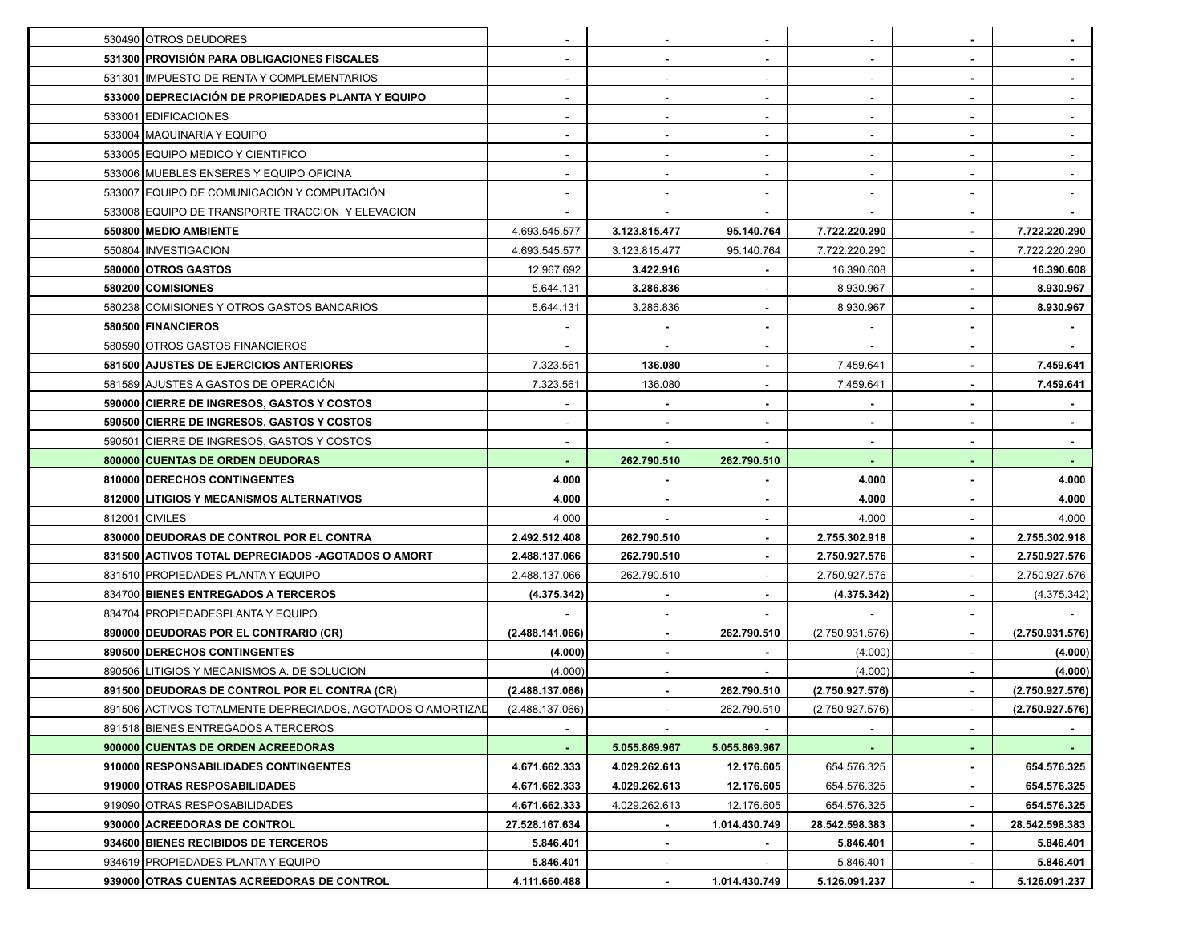| | | | | | | | |
|---|---|---|---|---|---|---|---|
| 530490 | OTROS DEUDORES | - | - | - | - | - | - |
| **531300** | **PROVISIÓN PARA OBLIGACIONES FISCALES** | - | - | - | - | - | - |
| 531301 | IMPUESTO DE RENTA Y COMPLEMENTARIOS | - | - | - | - | - | - |
| **533000** | **DEPRECIACIÓN DE PROPIEDADES PLANTA Y EQUIPO** | - | - | - | - | - | - |
| 533001 | EDIFICACIONES | - | - | - | - | - | - |
| 533004 | MAQUINARIA Y EQUIPO | - | - | - | - | - | - |
| 533005 | EQUIPO MEDICO Y CIENTIFICO | - | - | - | - | - | - |
| 533006 | MUEBLES ENSERES Y EQUIPO OFICINA | - | - | - | - | - | - |
| 533007 | EQUIPO DE COMUNICACIÓN Y COMPUTACIÓN | - | - | - | - | - | - |
| 533008 | EQUIPO DE TRANSPORTE TRACCION Y ELEVACION | - | - | - | - | - | - |
| **550800** | **MEDIO AMBIENTE** | 4.693.545.577 | **3.123.815.477** | **95.140.764** | **7.722.220.290** | - | **7.722.220.290** |
| 550804 | INVESTIGACION | 4.693.545.577 | 3.123.815.477 | 95.140.764 | 7.722.220.290 | - | 7.722.220.290 |
| **580000** | **OTROS GASTOS** | 12.967.692 | **3.422.916** | - | 16.390.608 | - | **16.390.608** |
| **580200** | **COMISIONES** | 5.644.131 | **3.286.836** | - | 8.930.967 | - | **8.930.967** |
| 580238 | COMISIONES Y OTROS GASTOS BANCARIOS | 5.644.131 | 3.286.836 | - | 8.930.967 | - | **8.930.967** |
| **580500** | **FINANCIEROS** | - | - | - | - | - | - |
| 580590 | OTROS GASTOS FINANCIEROS | - | - | - | - | - | - |
| **581500** | **AJUSTES DE EJERCICIOS ANTERIORES** | 7.323.561 | **136.080** | - | 7.459.641 | - | **7.459.641** |
| 581589 | AJUSTES A GASTOS DE OPERACIÓN | 7.323.561 | 136.080 | - | 7.459.641 | - | **7.459.641** |
| **590000** | **CIERRE DE INGRESOS, GASTOS Y COSTOS** | - | - | - | - | - | - |
| **590500** | **CIERRE DE INGRESOS, GASTOS Y COSTOS** | - | - | - | - | - | - |
| 590501 | CIERRE DE INGRESOS, GASTOS Y COSTOS | - | - | - | - | - | - |
| **800000** | **CUENTAS DE ORDEN DEUDORAS** | - | **262.790.510** | **262.790.510** | - | - | - |
| **810000** | **DERECHOS CONTINGENTES** | **4.000** | - | - | **4.000** | - | **4.000** |
| **812000** | **LITIGIOS Y MECANISMOS ALTERNATIVOS** | **4.000** | - | - | **4.000** | - | **4.000** |
| 812001 | CIVILES | 4.000 | - | - | 4.000 | - | 4.000 |
| **830000** | **DEUDORAS DE CONTROL POR EL CONTRA** | **2.492.512.408** | **262.790.510** | - | **2.755.302.918** | - | **2.755.302.918** |
| **831500** | **ACTIVOS TOTAL DEPRECIADOS -AGOTADOS O AMORT** | **2.488.137.066** | **262.790.510** | - | **2.750.927.576** | - | **2.750.927.576** |
| 831510 | PROPIEDADES PLANTA Y EQUIPO | 2.488.137.066 | 262.790.510 | - | 2.750.927.576 | - | 2.750.927.576 |
| 834700 | **BIENES ENTREGADOS A TERCEROS** | **(4.375.342)** | - | - | **(4.375.342)** | - | (4.375.342) |
| 834704 | PROPIEDADESPLANTA Y EQUIPO | - | - | - | - | - | - |
| **890000** | **DEUDORAS POR EL CONTRARIO (CR)** | **(2.488.141.066)** | - | **262.790.510** | (2.750.931.576) | - | **(2.750.931.576)** |
| **890500** | **DERECHOS CONTINGENTES** | **(4.000)** | - | - | (4.000) | - | **(4.000)** |
| 890506 | LITIGIOS Y MECANISMOS A. DE SOLUCION | (4.000) | - | - | (4.000) | - | **(4.000)** |
| **891500** | **DEUDORAS DE CONTROL POR EL CONTRA (CR)** | **(2.488.137.066)** | - | **262.790.510** | **(2.750.927.576)** | - | **(2.750.927.576)** |
| 891506 | ACTIVOS TOTALMENTE DEPRECIADOS, AGOTADOS O AMORTIZAD | (2.488.137.066) | - | 262.790.510 | (2.750.927.576) | - | **(2.750.927.576)** |
| 891518 | BIENES ENTREGADOS A TERCEROS | - | - | - | - | - | - |
| **900000** | **CUENTAS DE ORDEN ACREEDORAS** | - | **5.055.869.967** | **5.055.869.967** | - | - | - |
| **910000** | **RESPONSABILIDADES CONTINGENTES** | **4.671.662.333** | **4.029.262.613** | **12.176.605** | 654.576.325 | - | **654.576.325** |
| **919000** | **OTRAS RESPOSABILIDADES** | **4.671.662.333** | **4.029.262.613** | **12.176.605** | 654.576.325 | - | **654.576.325** |
| 919090 | OTRAS RESPOSABILIDADES | **4.671.662.333** | 4.029.262.613 | 12.176.605 | 654.576.325 | - | **654.576.325** |
| **930000** | **ACREEDORAS DE CONTROL** | **27.528.167.634** | - | **1.014.430.749** | **28.542.598.383** | - | **28.542.598.383** |
| **934600** | **BIENES RECIBIDOS DE TERCEROS** | **5.846.401** | - | - | **5.846.401** | - | **5.846.401** |
| 934619 | PROPIEDADES PLANTA Y EQUIPO | **5.846.401** | - | - | 5.846.401 | - | **5.846.401** |
| **939000** | **OTRAS CUENTAS ACREEDORAS DE CONTROL** | **4.111.660.488** | - | **1.014.430.749** | **5.126.091.237** | - | **5.126.091.237** |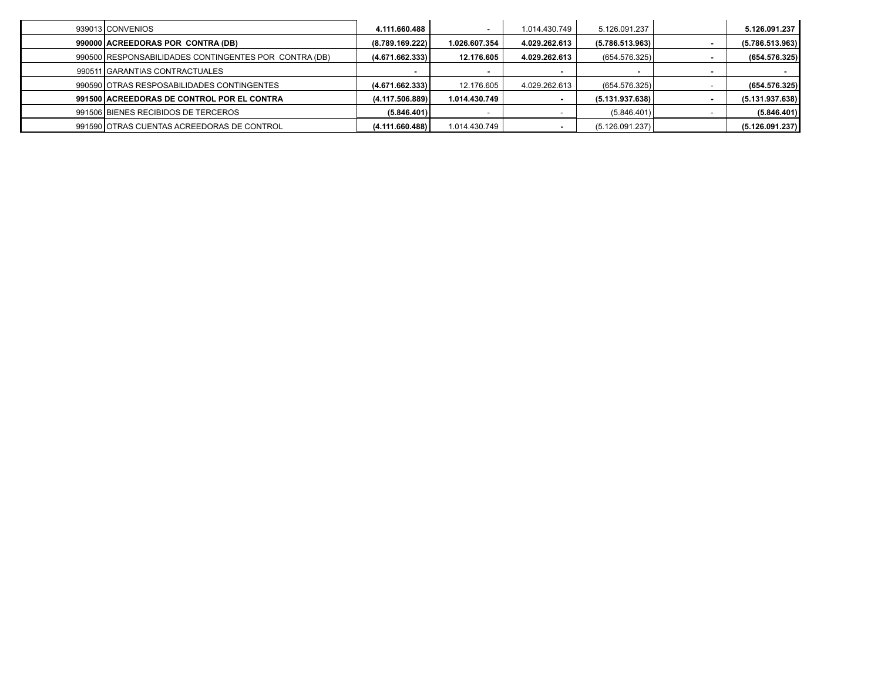| | | | | | | | |
|---|---|---|---|---|---|---|---|
| 939013 | CONVENIOS | **4.111.660.488** | - | 1.014.430.749 | 5.126.091.237 | | **5.126.091.237** |
| **990000** | **ACREEDORAS POR CONTRA (DB)** | **(8.789.169.222)** | **1.026.607.354** | **4.029.262.613** | **(5.786.513.963)** | **-** | **(5.786.513.963)** |
| 990500 | RESPONSABILIDADES CONTINGENTES POR CONTRA (DB) | **(4.671.662.333)** | **12.176.605** | **4.029.262.613** | (654.576.325) | **-** | **(654.576.325)** |
| 990511 | GARANTIAS CONTRACTUALES | **-** | **-** | **-** | **-** | **-** | **-** |
| 990590 | OTRAS RESPOSABILIDADES CONTINGENTES | **(4.671.662.333)** | 12.176.605 | 4.029.262.613 | (654.576.325) | - | **(654.576.325)** |
| **991500** | **ACREEDORAS DE CONTROL POR EL CONTRA** | **(4.117.506.889)** | **1.014.430.749** | **-** | **(5.131.937.638)** | **-** | **(5.131.937.638)** |
| 991506 | BIENES RECIBIDOS DE TERCEROS | **(5.846.401)** | - | - | (5.846.401) | - | **(5.846.401)** |
| 991590 | OTRAS CUENTAS ACREEDORAS DE CONTROL | **(4.111.660.488)** | 1.014.430.749 | **-** | (5.126.091.237) | | **(5.126.091.237)** |